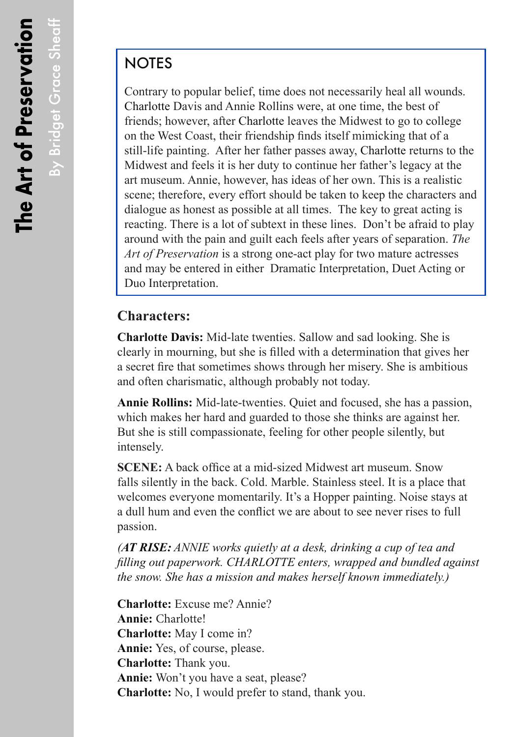# The Art of Preservation

By Bridget Grace Sheaff

## NOTES

Contrary to popular belief, time does not necessarily heal all wounds. Charlotte Davis and Annie Rollins were, at one time, the best of friends; however, after Charlotte leaves the Midwest to go to college on the West Coast, their friendship finds itself mimicking that of a still-life painting. After her father passes away, Charlotte returns to the Midwest and feels it is her duty to continue her father's legacy at the art museum. Annie, however, has ideas of her own. This is a realistic scene; therefore, every effort should be taken to keep the characters and dialogue as honest as possible at all times. The key to great acting is reacting. There is a lot of subtext in these lines. Don't be afraid to play around with the pain and guilt each feels after years of separation. *The Art of Preservation* is a strong one-act play for two mature actresses and may be entered in either Dramatic Interpretation, Duet Acting or Duo Interpretation.

### Characters:

**Charlotte Davis:** Mid-late twenties. Sallow and sad looking. She is clearly in mourning, but she is filled with a determination that gives her a secret fire that sometimes shows through her misery. She is ambitious and often charismatic, although probably not today.

**Annie Rollins:** Mid-late-twenties. Quiet and focused, she has a passion, which makes her hard and guarded to those she thinks are against her. But she is still compassionate, feeling for other people silently, but intensely.

**SCENE:** A back office at a mid-sized Midwest art museum. Snow falls silently in the back. Cold. Marble. Stainless steel. It is a place that welcomes everyone momentarily. It's a Hopper painting. Noise stays at a dull hum and even the conflict we are about to see never rises to full passion.

*(**AT RISE:** ANNIE works quietly at a desk, drinking a cup of tea and filling out paperwork. CHARLOTTE enters, wrapped and bundled against the snow. She has a mission and makes herself known immediately.)*

**Charlotte:** Excuse me? Annie?
**Annie:** Charlotte!
**Charlotte:** May I come in?
**Annie:** Yes, of course, please.
**Charlotte:** Thank you.
**Annie:** Won't you have a seat, please?
**Charlotte:** No, I would prefer to stand, thank you.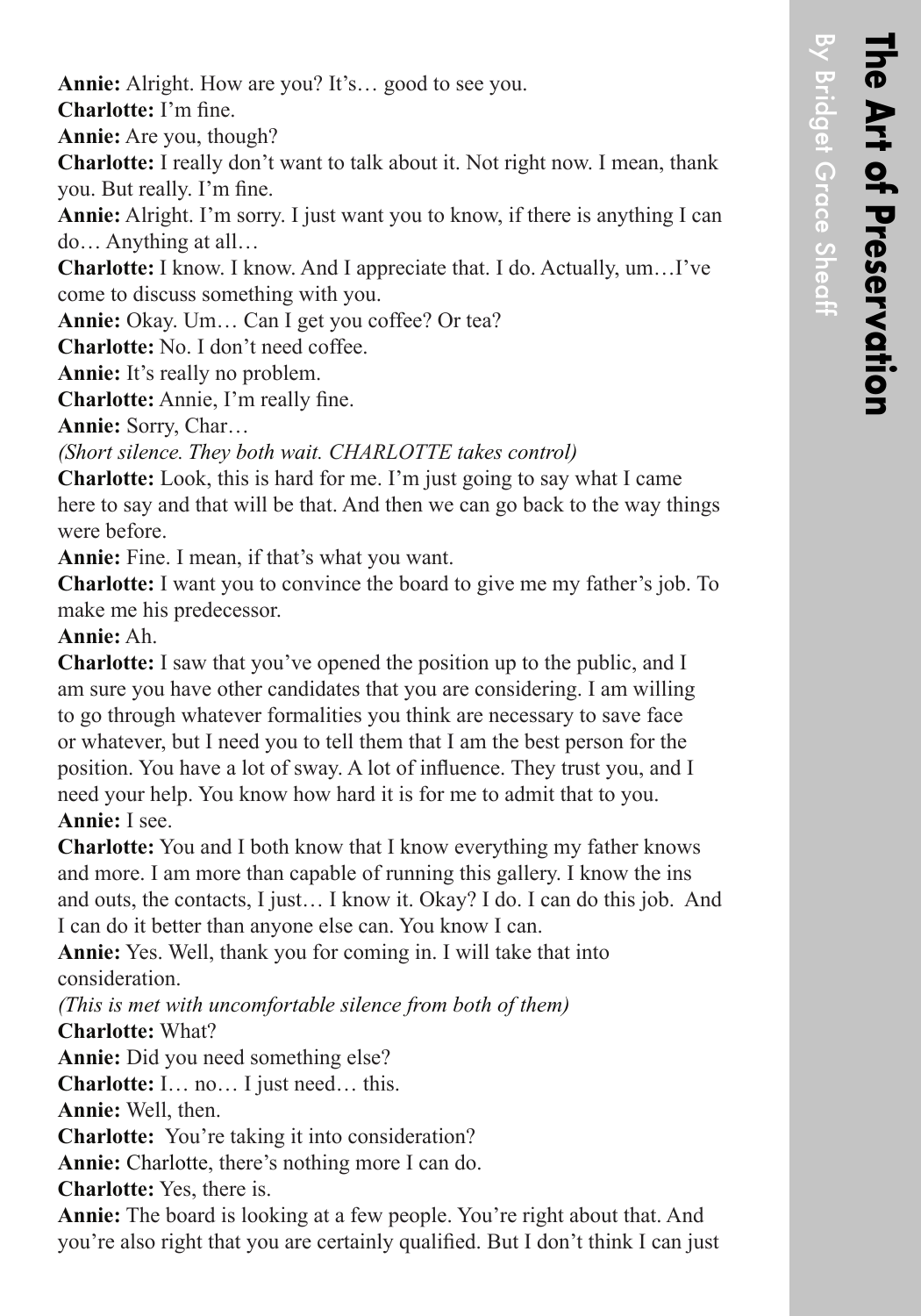**Annie:** Alright. How are you? It's… good to see you.

**Charlotte:** I'm fine.

**Annie:** Are you, though?

**Charlotte:** I really don't want to talk about it. Not right now. I mean, thank you. But really. I'm fine.

**Annie:** Alright. I'm sorry. I just want you to know, if there is anything I can do… Anything at all…

**Charlotte:** I know. I know. And I appreciate that. I do. Actually, um…I've come to discuss something with you.

**Annie:** Okay. Um… Can I get you coffee? Or tea?

**Charlotte:** No. I don't need coffee.

**Annie:** It's really no problem.

**Charlotte:** Annie, I'm really fine.

**Annie:** Sorry, Char…

*(Short silence. They both wait. CHARLOTTE takes control)*

**Charlotte:** Look, this is hard for me. I'm just going to say what I came here to say and that will be that. And then we can go back to the way things were before.

**Annie:** Fine. I mean, if that's what you want.

**Charlotte:** I want you to convince the board to give me my father's job. To make me his predecessor.

**Annie:** Ah.

**Charlotte:** I saw that you've opened the position up to the public, and I am sure you have other candidates that you are considering. I am willing to go through whatever formalities you think are necessary to save face or whatever, but I need you to tell them that I am the best person for the position. You have a lot of sway. A lot of influence. They trust you, and I need your help. You know how hard it is for me to admit that to you.

**Annie:** I see.

**Charlotte:** You and I both know that I know everything my father knows and more. I am more than capable of running this gallery. I know the ins and outs, the contacts, I just… I know it. Okay? I do. I can do this job. And I can do it better than anyone else can. You know I can.

**Annie:** Yes. Well, thank you for coming in. I will take that into consideration.

*(This is met with uncomfortable silence from both of them)*

**Charlotte:** What?

**Annie:** Did you need something else?

**Charlotte:** I… no… I just need… this.

**Annie:** Well, then.

**Charlotte:** You're taking it into consideration?

**Annie:** Charlotte, there's nothing more I can do.

**Charlotte:** Yes, there is.

**Annie:** The board is looking at a few people. You're right about that. And you're also right that you are certainly qualified. But I don't think I can just